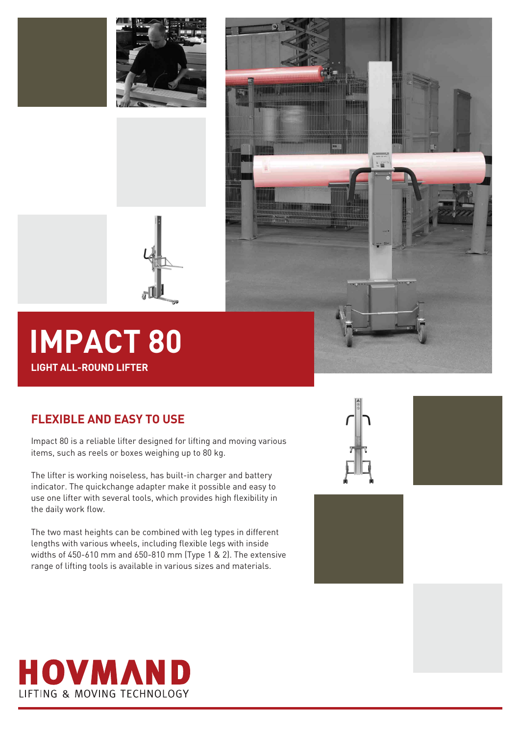# IMPACT 80

**LIGHT ALL-ROUND LIFTER**

## FLEXIBLE AND EASY TO USE

Impact 80 is a reliable lifter designed for lifting and moving various items, such as reels or boxes weighing up to 80 kg.

The lifter is working noiseless, has built-in charger and battery indicator. The quickchange adapter make it possible and easy to use one lifter with several tools, which provides high flexibility in the daily work flow.

The two mast heights can be combined with leg types in different lengths with various wheels, including flexible legs with inside widths of 450-610 mm and 650-810 mm (Type 1 & 2). The extensive range of lifting tools is available in various sizes and materials.

HOVMAND

LIFTING & MOVING TECHNOLOGY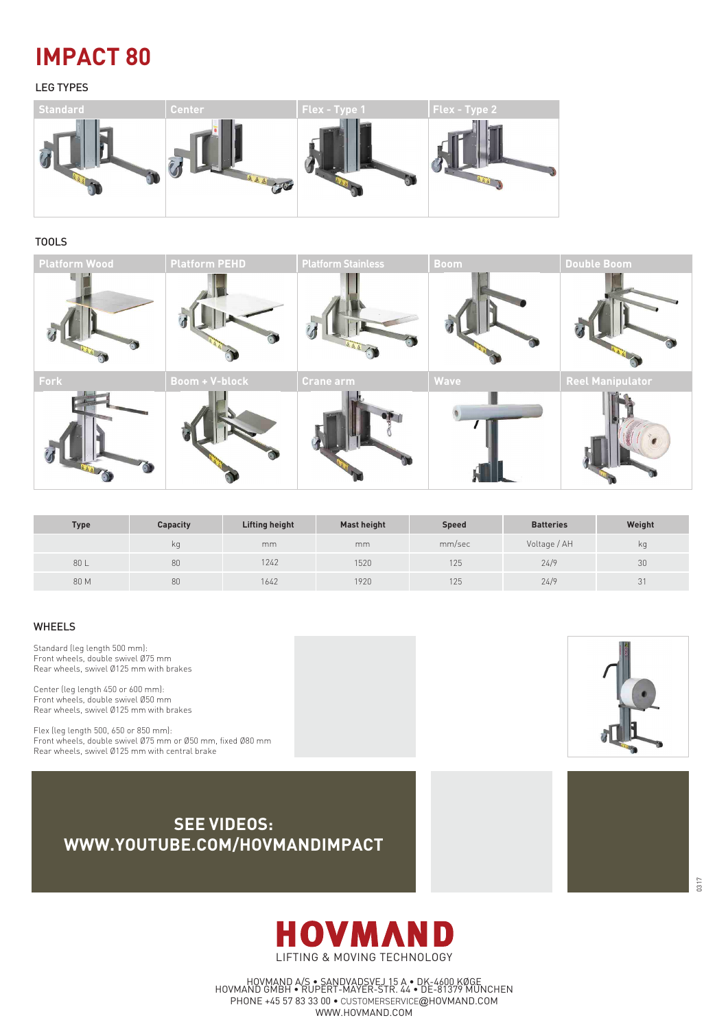# IMPACT 80

## LEG TYPES

Standard

Center

Flex - Type 1

Flex - Type 2

## TOOLS

Platform Wood

Platform PEHD

Platform Stainless

Boom

Double Boom

Fork

Boom + V-block

Crane arm

Wave

Reel Manipulator

| Type | Capacity | Lifting height | Mast height | Speed | Batteries | Weight |
|---|---|---|---|---|---|---|
| | kg | mm | mm | mm/sec | Voltage / AH | kg |
| 80 L | 80 | 1242 | 1520 | 125 | 24/9 | 30 |
| 80 M | 80 | 1642 | 1920 | 125 | 24/9 | 31 |

## WHEELS

Standard (leg length 500 mm):
Front wheels, double swivel Ø75 mm
Rear wheels, swivel Ø125 mm with brakes

Center (leg length 450 or 600 mm):
Front wheels, double swivel Ø50 mm
Rear wheels, swivel Ø125 mm with brakes

Flex (leg length 500, 650 or 850 mm):
Front wheels, double swivel Ø75 mm or Ø50 mm, fixed Ø80 mm
Rear wheels, swivel Ø125 mm with central brake

**SEE VIDEOS:
WWW.YOUTUBE.COM/HOVMANDIMPACT**

HOVMAND

LIFTING & MOVING TECHNOLOGY

HOVMAND A/S • SANDVADSVEJ 15 A • DK-4600 KØGE
HOVMAND GMBH • RUPERT-MAYER-STR. 44 • DE-81379 MÜNCHEN
PHONE +45 57 83 33 00 • CUSTOMERSERVICE@HOVMAND.COM
WWW.HOVMAND.COM

0317